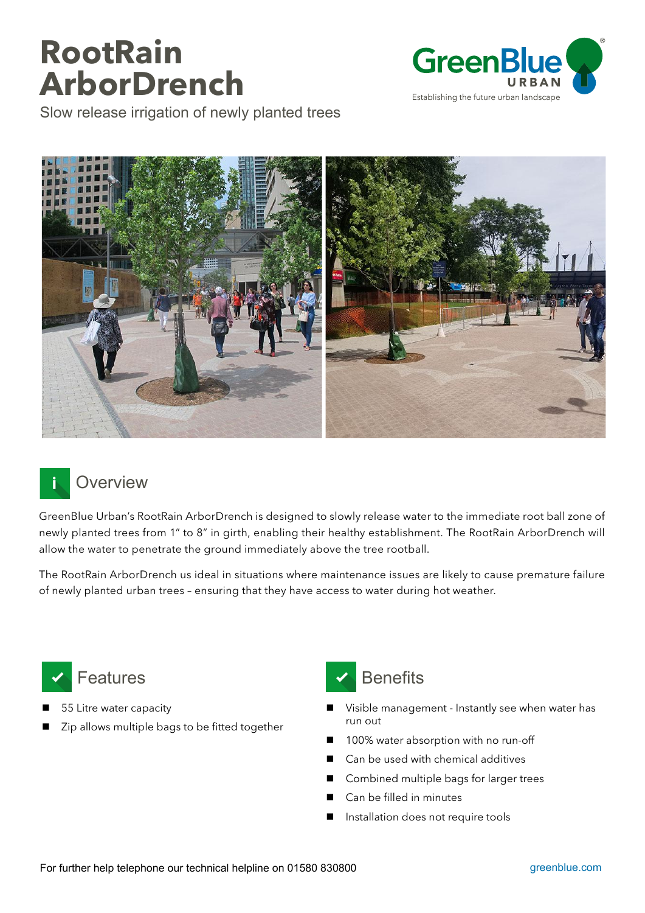# RootRain ArborDrench

Slow release irrigation of newly planted trees

GreenBlue URBAN

Establishing the future urban landscape

## Overview

GreenBlue Urban's RootRain ArborDrench is designed to slowly release water to the immediate root ball zone of newly planted trees from 1" to 8" in girth, enabling their healthy establishment. The RootRain ArborDrench will allow the water to penetrate the ground immediately above the tree rootball.

The RootRain ArborDrench us ideal in situations where maintenance issues are likely to cause premature failure of newly planted urban trees – ensuring that they have access to water during hot weather.

## Features

- 55 Litre water capacity
- Zip allows multiple bags to be fitted together

## Benefits

- Visible management - Instantly see when water has run out
- 100% water absorption with no run-off
- Can be used with chemical additives
- Combined multiple bags for larger trees
- Can be filled in minutes
- Installation does not require tools

For further help telephone our technical helpline on 01580 830800

greenblue.com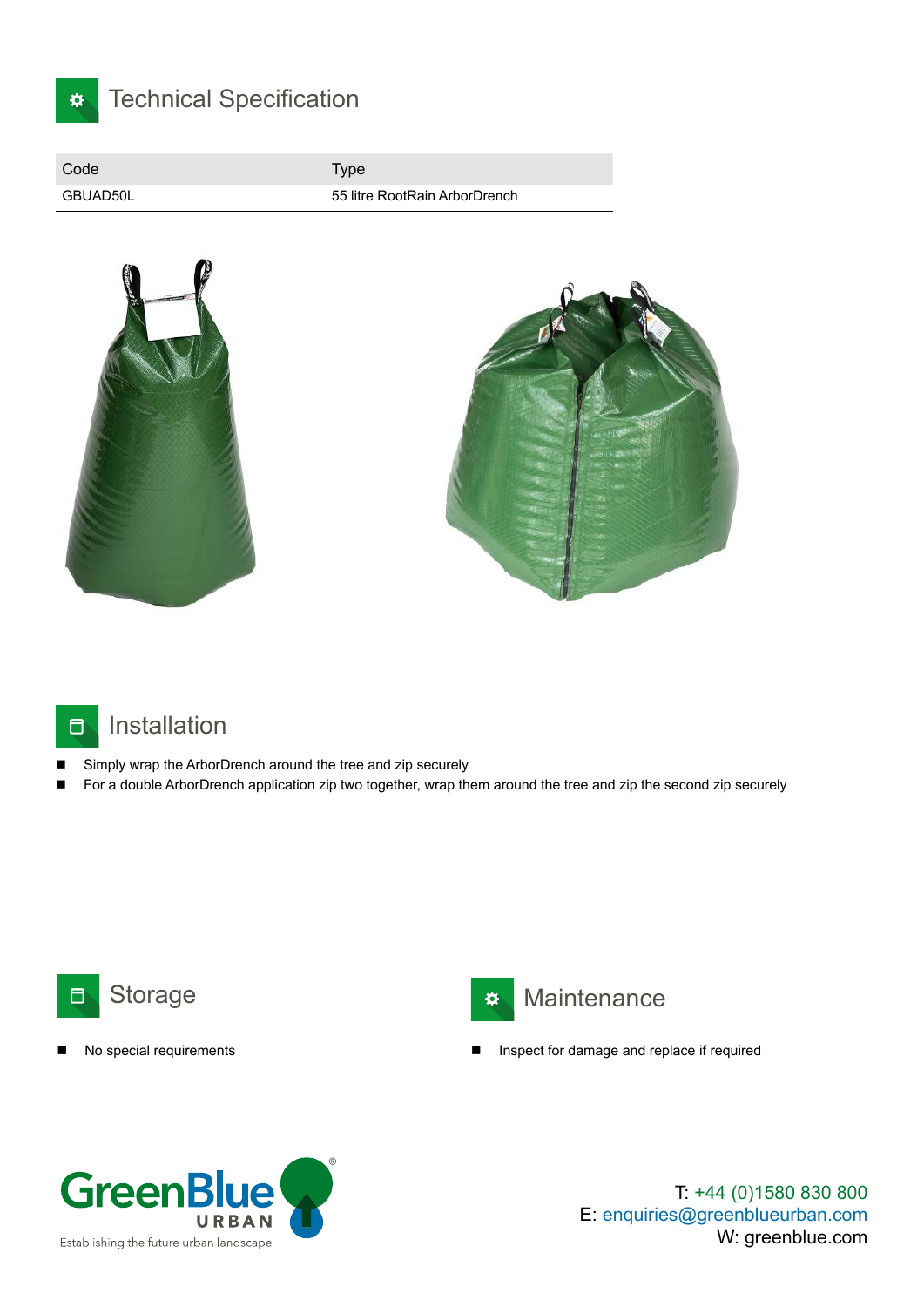## Technical Specification

| Code | Type |
|---|---|
| GBUAD50L | 55 litre RootRain ArborDrench |

## Installation

- Simply wrap the ArborDrench around the tree and zip securely
- For a double ArborDrench application zip two together, wrap them around the tree and zip the second zip securely

## Storage

- No special requirements

## Maintenance

- Inspect for damage and replace if required

GreenBlue URBAN®

Establishing the future urban landscape

T: +44 (0)1580 830 800
E: enquiries@greenblueurban.com
W: greenblue.com